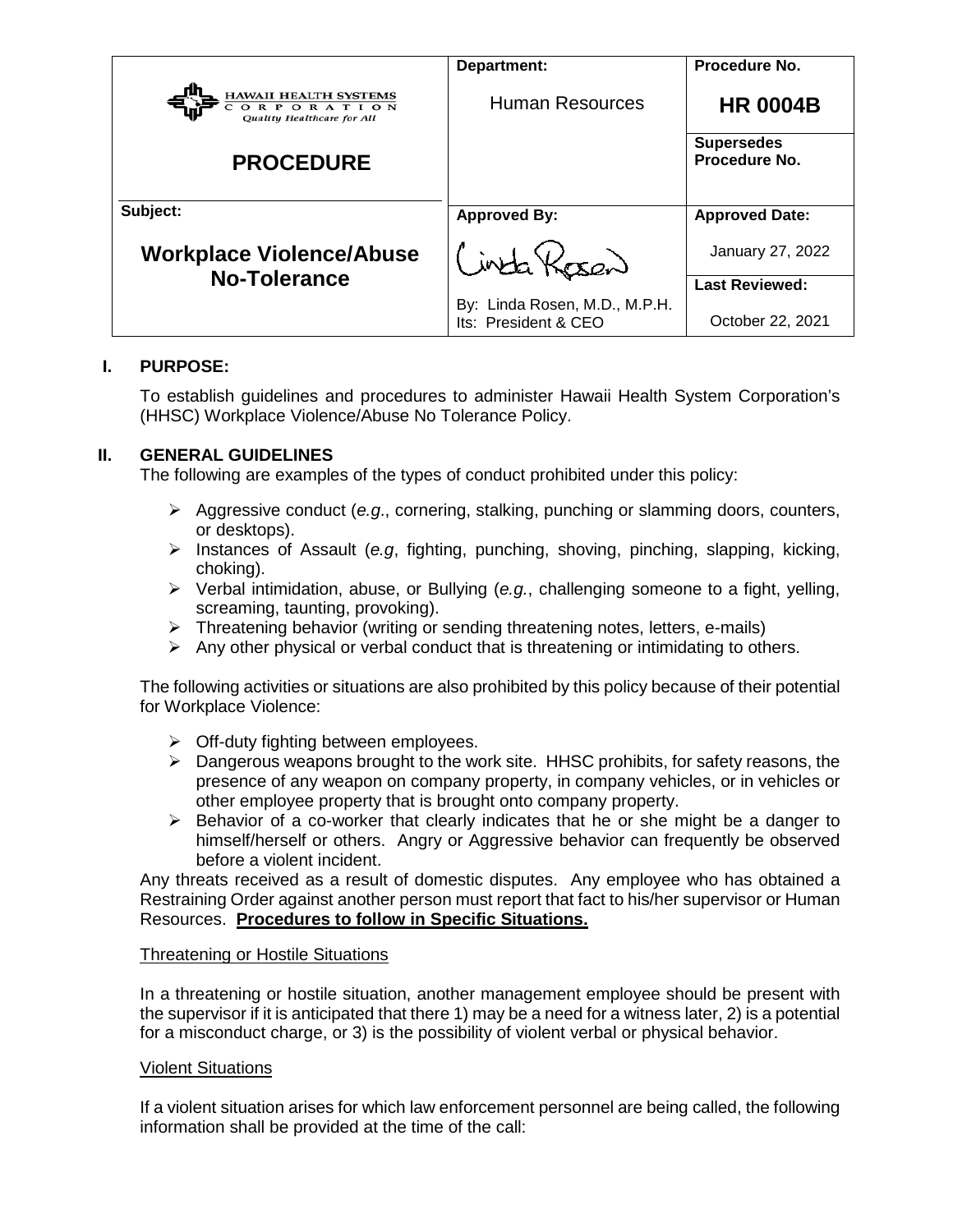| | Department: | Procedure No. |
| --- | --- | --- |
| HAWAII HEALTH SYSTEMS CORPORATION *Quality Healthcare for All* | Human Resources | **HR 0004B** |
| **PROCEDURE** | | **Supersedes Procedure No.** |
| **Subject:** | **Approved By:** | **Approved Date:** |
| **Workplace Violence/Abuse No-Tolerance** | Linda Rosen | January 27, 2022 |
| | By: Linda Rosen, M.D., M.P.H. Its: President & CEO | **Last Reviewed:** October 22, 2021 |

## I. PURPOSE:

To establish guidelines and procedures to administer Hawaii Health System Corporation's (HHSC) Workplace Violence/Abuse No Tolerance Policy.

## II. GENERAL GUIDELINES

The following are examples of the types of conduct prohibited under this policy:

- Aggressive conduct (*e.g.*, cornering, stalking, punching or slamming doors, counters, or desktops).
- Instances of Assault (*e.g*, fighting, punching, shoving, pinching, slapping, kicking, choking).
- Verbal intimidation, abuse, or Bullying (*e.g.*, challenging someone to a fight, yelling, screaming, taunting, provoking).
- Threatening behavior (writing or sending threatening notes, letters, e-mails)
- Any other physical or verbal conduct that is threatening or intimidating to others.

The following activities or situations are also prohibited by this policy because of their potential for Workplace Violence:

- Off-duty fighting between employees.
- Dangerous weapons brought to the work site. HHSC prohibits, for safety reasons, the presence of any weapon on company property, in company vehicles, or in vehicles or other employee property that is brought onto company property.
- Behavior of a co-worker that clearly indicates that he or she might be a danger to himself/herself or others. Angry or Aggressive behavior can frequently be observed before a violent incident.

Any threats received as a result of domestic disputes. Any employee who has obtained a Restraining Order against another person must report that fact to his/her supervisor or Human Resources. **Procedures to follow in Specific Situations.**

Threatening or Hostile Situations

In a threatening or hostile situation, another management employee should be present with the supervisor if it is anticipated that there 1) may be a need for a witness later, 2) is a potential for a misconduct charge, or 3) is the possibility of violent verbal or physical behavior.

Violent Situations

If a violent situation arises for which law enforcement personnel are being called, the following information shall be provided at the time of the call: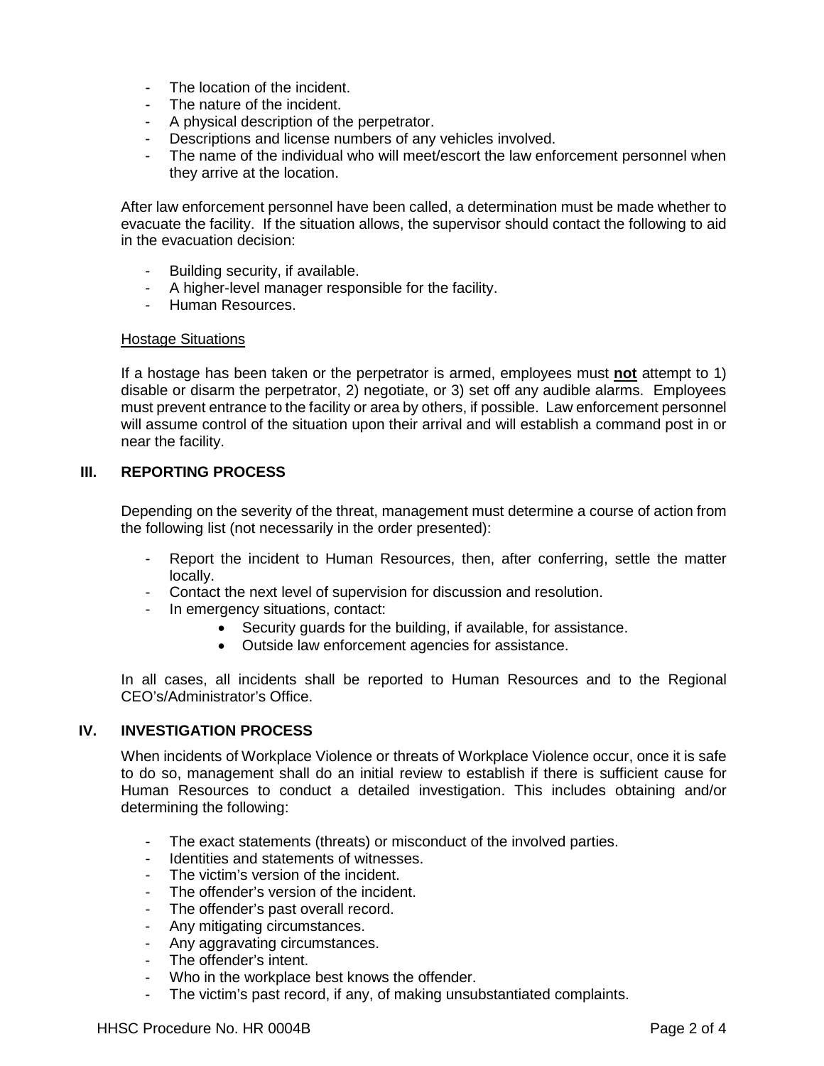- The location of the incident.
- The nature of the incident.
- A physical description of the perpetrator.
- Descriptions and license numbers of any vehicles involved.
- The name of the individual who will meet/escort the law enforcement personnel when they arrive at the location.

After law enforcement personnel have been called, a determination must be made whether to evacuate the facility. If the situation allows, the supervisor should contact the following to aid in the evacuation decision:

- Building security, if available.
- A higher-level manager responsible for the facility.
- Human Resources.

Hostage Situations

If a hostage has been taken or the perpetrator is armed, employees must **not** attempt to 1) disable or disarm the perpetrator, 2) negotiate, or 3) set off any audible alarms. Employees must prevent entrance to the facility or area by others, if possible. Law enforcement personnel will assume control of the situation upon their arrival and will establish a command post in or near the facility.

## III. REPORTING PROCESS

Depending on the severity of the threat, management must determine a course of action from the following list (not necessarily in the order presented):

- Report the incident to Human Resources, then, after conferring, settle the matter locally.
- Contact the next level of supervision for discussion and resolution.
- In emergency situations, contact:
  - Security guards for the building, if available, for assistance.
  - Outside law enforcement agencies for assistance.

In all cases, all incidents shall be reported to Human Resources and to the Regional CEO's/Administrator's Office.

## IV. INVESTIGATION PROCESS

When incidents of Workplace Violence or threats of Workplace Violence occur, once it is safe to do so, management shall do an initial review to establish if there is sufficient cause for Human Resources to conduct a detailed investigation. This includes obtaining and/or determining the following:

- The exact statements (threats) or misconduct of the involved parties.
- Identities and statements of witnesses.
- The victim's version of the incident.
- The offender's version of the incident.
- The offender's past overall record.
- Any mitigating circumstances.
- Any aggravating circumstances.
- The offender's intent.
- Who in the workplace best knows the offender.
- The victim's past record, if any, of making unsubstantiated complaints.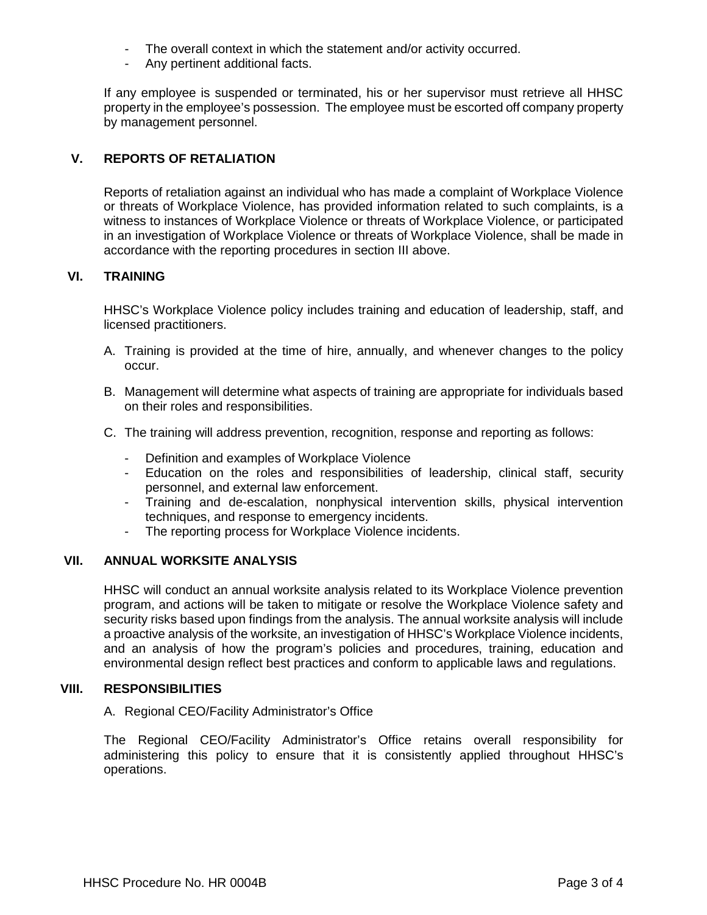- The overall context in which the statement and/or activity occurred.
- Any pertinent additional facts.

If any employee is suspended or terminated, his or her supervisor must retrieve all HHSC property in the employee's possession. The employee must be escorted off company property by management personnel.

## V. REPORTS OF RETALIATION

Reports of retaliation against an individual who has made a complaint of Workplace Violence or threats of Workplace Violence, has provided information related to such complaints, is a witness to instances of Workplace Violence or threats of Workplace Violence, or participated in an investigation of Workplace Violence or threats of Workplace Violence, shall be made in accordance with the reporting procedures in section III above.

## VI. TRAINING

HHSC's Workplace Violence policy includes training and education of leadership, staff, and licensed practitioners.

A. Training is provided at the time of hire, annually, and whenever changes to the policy occur.

B. Management will determine what aspects of training are appropriate for individuals based on their roles and responsibilities.

C. The training will address prevention, recognition, response and reporting as follows:

- Definition and examples of Workplace Violence
- Education on the roles and responsibilities of leadership, clinical staff, security personnel, and external law enforcement.
- Training and de-escalation, nonphysical intervention skills, physical intervention techniques, and response to emergency incidents.
- The reporting process for Workplace Violence incidents.

## VII. ANNUAL WORKSITE ANALYSIS

HHSC will conduct an annual worksite analysis related to its Workplace Violence prevention program, and actions will be taken to mitigate or resolve the Workplace Violence safety and security risks based upon findings from the analysis. The annual worksite analysis will include a proactive analysis of the worksite, an investigation of HHSC's Workplace Violence incidents, and an analysis of how the program's policies and procedures, training, education and environmental design reflect best practices and conform to applicable laws and regulations.

## VIII. RESPONSIBILITIES

A. Regional CEO/Facility Administrator's Office

The Regional CEO/Facility Administrator's Office retains overall responsibility for administering this policy to ensure that it is consistently applied throughout HHSC's operations.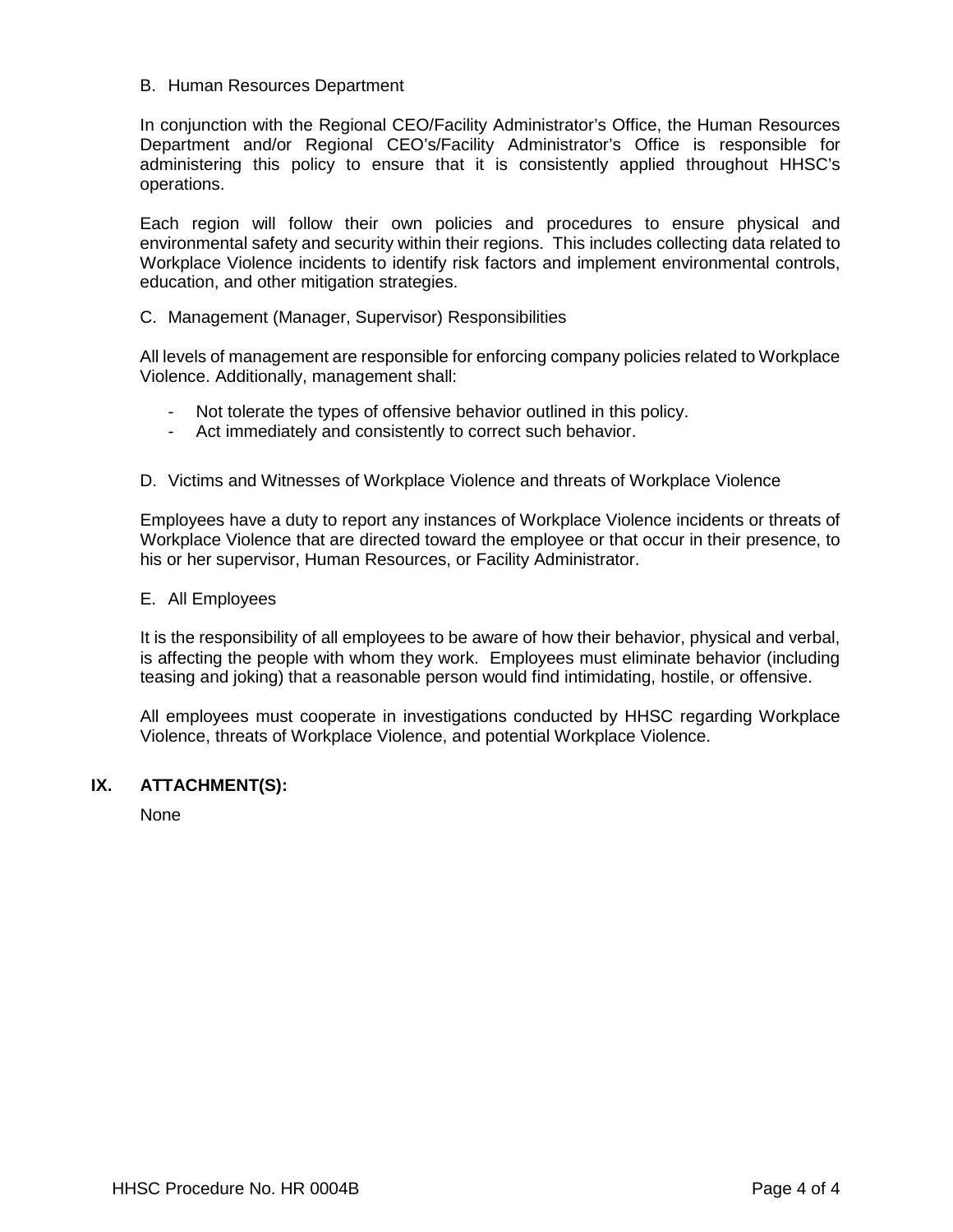B. Human Resources Department

In conjunction with the Regional CEO/Facility Administrator's Office, the Human Resources Department and/or Regional CEO's/Facility Administrator's Office is responsible for administering this policy to ensure that it is consistently applied throughout HHSC's operations.

Each region will follow their own policies and procedures to ensure physical and environmental safety and security within their regions. This includes collecting data related to Workplace Violence incidents to identify risk factors and implement environmental controls, education, and other mitigation strategies.

C. Management (Manager, Supervisor) Responsibilities

All levels of management are responsible for enforcing company policies related to Workplace Violence. Additionally, management shall:

- Not tolerate the types of offensive behavior outlined in this policy.
- Act immediately and consistently to correct such behavior.

D. Victims and Witnesses of Workplace Violence and threats of Workplace Violence

Employees have a duty to report any instances of Workplace Violence incidents or threats of Workplace Violence that are directed toward the employee or that occur in their presence, to his or her supervisor, Human Resources, or Facility Administrator.

E. All Employees

It is the responsibility of all employees to be aware of how their behavior, physical and verbal, is affecting the people with whom they work. Employees must eliminate behavior (including teasing and joking) that a reasonable person would find intimidating, hostile, or offensive.

All employees must cooperate in investigations conducted by HHSC regarding Workplace Violence, threats of Workplace Violence, and potential Workplace Violence.

## IX. ATTACHMENT(S):

None